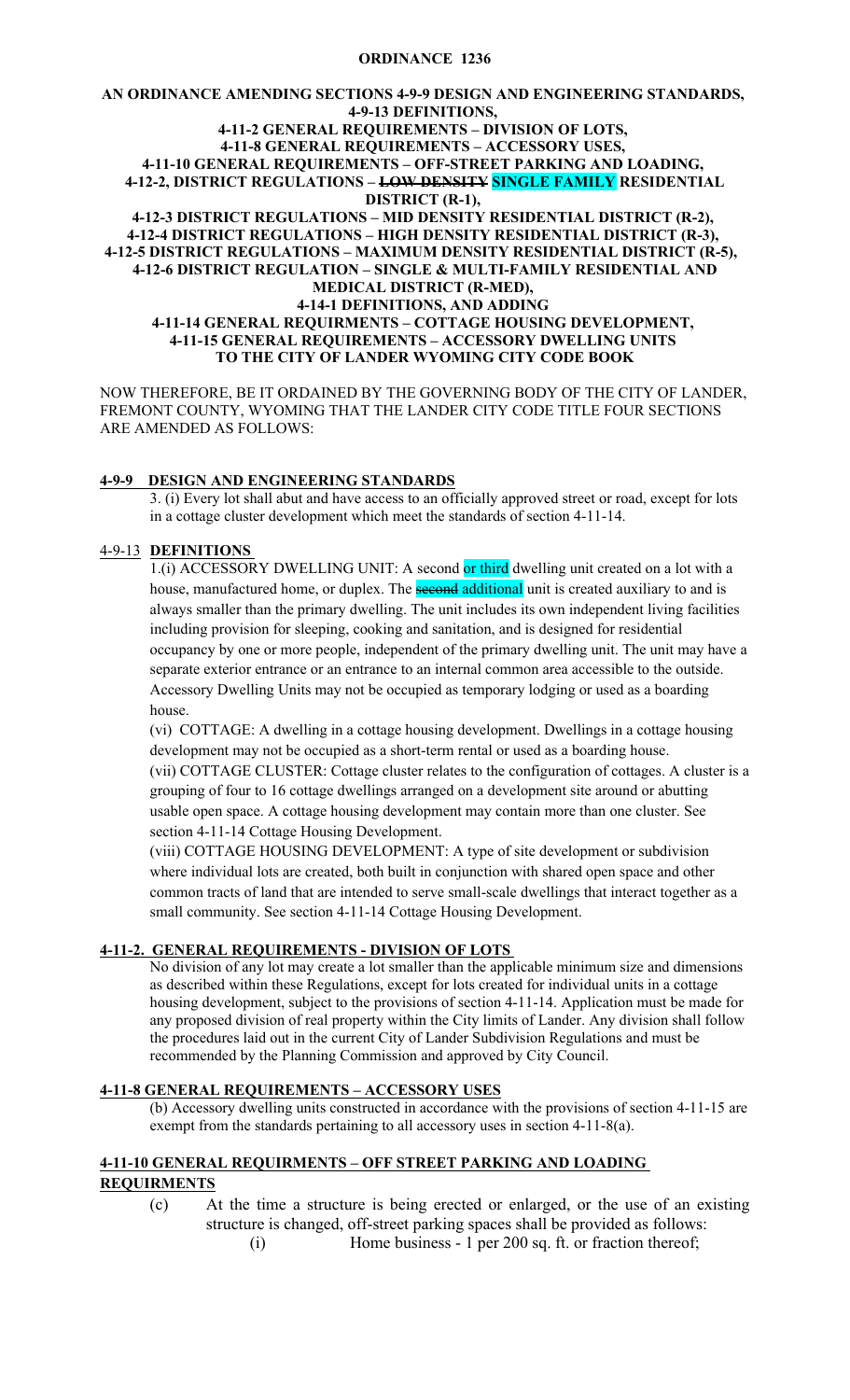# ORDINANCE 1236

## AN ORDINANCE AMENDING SECTIONS 4-9-9 DESIGN AND ENGINEERING STANDARDS, 4-9-13 DEFINITIONS, 4-11-2 GENERAL REQUIREMENTS – DIVISION OF LOTS, 4-11-8 GENERAL REQUIREMENTS – ACCESSORY USES, 4-11-10 GENERAL REQUIREMENTS – OFF-STREET PARKING AND LOADING, 4-12-2, DISTRICT REGULATIONS – ~~LOW DENSITY~~ SINGLE FAMILY RESIDENTIAL DISTRICT (R-1), 4-12-3 DISTRICT REGULATIONS – MID DENSITY RESIDENTIAL DISTRICT (R-2), 4-12-4 DISTRICT REGULATIONS – HIGH DENSITY RESIDENTIAL DISTRICT (R-3), 4-12-5 DISTRICT REGULATIONS – MAXIMUM DENSITY RESIDENTIAL DISTRICT (R-5), 4-12-6 DISTRICT REGULATION – SINGLE & MULTI-FAMILY RESIDENTIAL AND MEDICAL DISTRICT (R-MED), 4-14-1 DEFINITIONS, AND ADDING 4-11-14 GENERAL REQUIRMENTS – COTTAGE HOUSING DEVELOPMENT, 4-11-15 GENERAL REQUIREMENTS – ACCESSORY DWELLING UNITS TO THE CITY OF LANDER WYOMING CITY CODE BOOK

NOW THEREFORE, BE IT ORDAINED BY THE GOVERNING BODY OF THE CITY OF LANDER, FREMONT COUNTY, WYOMING THAT THE LANDER CITY CODE TITLE FOUR SECTIONS ARE AMENDED AS FOLLOWS:

### 4-9-9 DESIGN AND ENGINEERING STANDARDS

3. (i) Every lot shall abut and have access to an officially approved street or road, except for lots in a cottage cluster development which meet the standards of section 4-11-14.

### 4-9-13 DEFINITIONS

1.(i) ACCESSORY DWELLING UNIT: A second or third dwelling unit created on a lot with a house, manufactured home, or duplex. The ~~second~~ additional unit is created auxiliary to and is always smaller than the primary dwelling. The unit includes its own independent living facilities including provision for sleeping, cooking and sanitation, and is designed for residential occupancy by one or more people, independent of the primary dwelling unit. The unit may have a separate exterior entrance or an entrance to an internal common area accessible to the outside. Accessory Dwelling Units may not be occupied as temporary lodging or used as a boarding house.

(vi) COTTAGE: A dwelling in a cottage housing development. Dwellings in a cottage housing development may not be occupied as a short-term rental or used as a boarding house.

(vii) COTTAGE CLUSTER: Cottage cluster relates to the configuration of cottages. A cluster is a grouping of four to 16 cottage dwellings arranged on a development site around or abutting usable open space. A cottage housing development may contain more than one cluster. See section 4-11-14 Cottage Housing Development.

(viii) COTTAGE HOUSING DEVELOPMENT: A type of site development or subdivision where individual lots are created, both built in conjunction with shared open space and other common tracts of land that are intended to serve small-scale dwellings that interact together as a small community. See section 4-11-14 Cottage Housing Development.

### 4-11-2. GENERAL REQUIREMENTS - DIVISION OF LOTS

No division of any lot may create a lot smaller than the applicable minimum size and dimensions as described within these Regulations, except for lots created for individual units in a cottage housing development, subject to the provisions of section 4-11-14. Application must be made for any proposed division of real property within the City limits of Lander. Any division shall follow the procedures laid out in the current City of Lander Subdivision Regulations and must be recommended by the Planning Commission and approved by City Council.

### 4-11-8 GENERAL REQUIREMENTS – ACCESSORY USES

(b) Accessory dwelling units constructed in accordance with the provisions of section 4-11-15 are exempt from the standards pertaining to all accessory uses in section 4-11-8(a).

### 4-11-10 GENERAL REQUIRMENTS – OFF STREET PARKING AND LOADING REQUIRMENTS

(c) At the time a structure is being erected or enlarged, or the use of an existing structure is changed, off-street parking spaces shall be provided as follows:

(i) Home business - 1 per 200 sq. ft. or fraction thereof;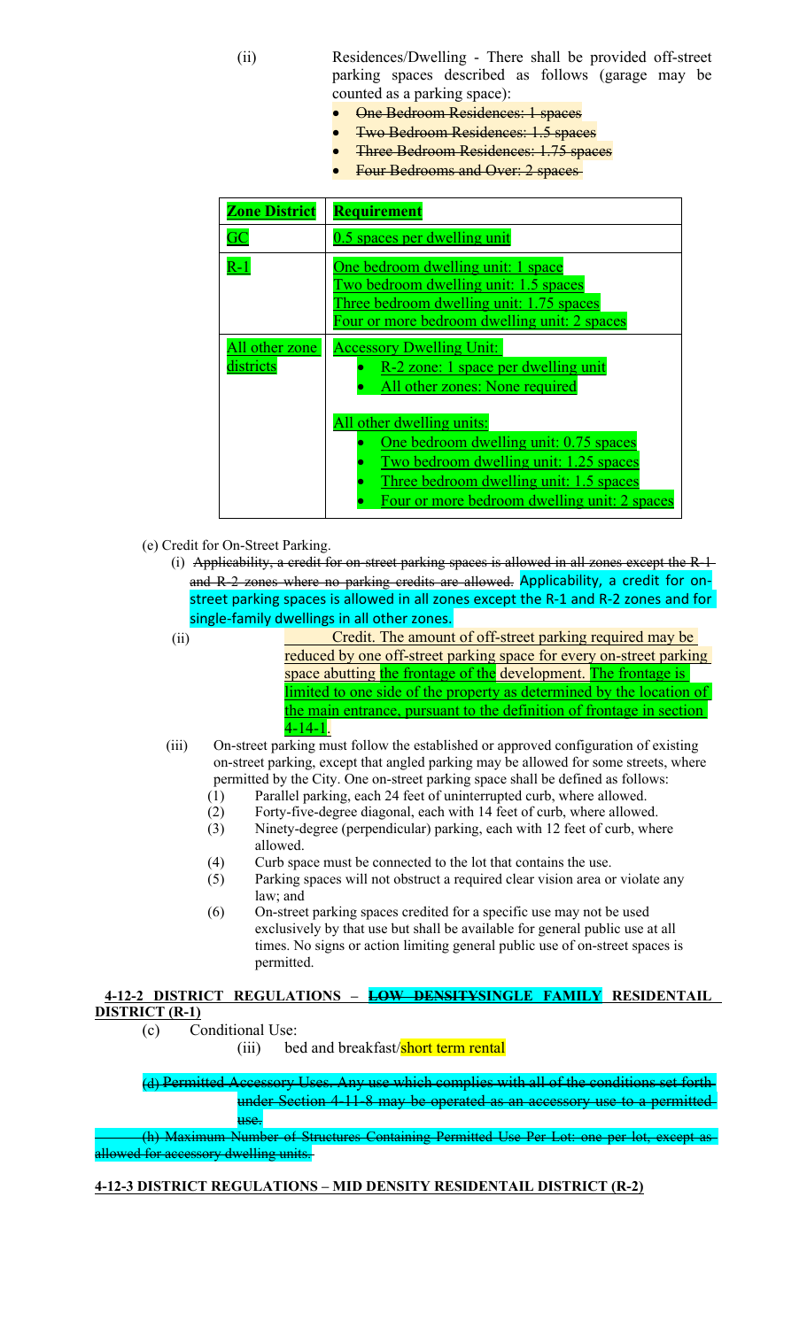(ii) Residences/Dwelling - There shall be provided off-street parking spaces described as follows (garage may be counted as a parking space):

- ~~One Bedroom Residences: 1 spaces~~
- ~~Two Bedroom Residences: 1.5 spaces~~
- ~~Three Bedroom Residences: 1.75 spaces~~
- ~~Four Bedrooms and Over: 2 spaces~~

| **Zone District** | **Requirement** |
|---|---|
| GC | 0.5 spaces per dwelling unit |
| R-1 | One bedroom dwelling unit: 1 space<br>Two bedroom dwelling unit: 1.5 spaces<br>Three bedroom dwelling unit: 1.75 spaces<br>Four or more bedroom dwelling unit: 2 spaces |
| All other zone districts | Accessory Dwelling Unit:<br>• R-2 zone: 1 space per dwelling unit<br>• All other zones: None required<br><br>All other dwelling units:<br>• One bedroom dwelling unit: 0.75 spaces<br>• Two bedroom dwelling unit: 1.25 spaces<br>• Three bedroom dwelling unit: 1.5 spaces<br>• Four or more bedroom dwelling unit: 2 spaces |

(e) Credit for On-Street Parking.

(i) ~~Applicability, a credit for on-street parking spaces is allowed in all zones except the R-1 and R-2 zones where no parking credits are allowed.~~ Applicability, a credit for on-street parking spaces is allowed in all zones except the R-1 and R-2 zones and for single-family dwellings in all other zones.

(ii) Credit. The amount of off-street parking required may be reduced by one off-street parking space for every on-street parking space abutting the frontage of the development. The frontage is limited to one side of the property as determined by the location of the main entrance, pursuant to the definition of frontage in section 4-14-1.

(iii) On-street parking must follow the established or approved configuration of existing on-street parking, except that angled parking may be allowed for some streets, where permitted by the City. One on-street parking space shall be defined as follows:

(1) Parallel parking, each 24 feet of uninterrupted curb, where allowed.

(2) Forty-five-degree diagonal, each with 14 feet of curb, where allowed.

(3) Ninety-degree (perpendicular) parking, each with 12 feet of curb, where allowed.

(4) Curb space must be connected to the lot that contains the use.

(5) Parking spaces will not obstruct a required clear vision area or violate any law; and

(6) On-street parking spaces credited for a specific use may not be used exclusively by that use but shall be available for general public use at all times. No signs or action limiting general public use of on-street spaces is permitted.

**4-12-2 DISTRICT REGULATIONS – ~~LOW DENSITY~~SINGLE FAMILY RESIDENTAIL DISTRICT (R-1)**

(c) Conditional Use:

(iii) bed and breakfast/short term rental

~~(d) Permitted Accessory Uses. Any use which complies with all of the conditions set forth under Section 4-11-8 may be operated as an accessory use to a permitted use.~~

~~(h) Maximum Number of Structures Containing Permitted Use Per Lot: one per lot, except as allowed for accessory dwelling units.~~

**4-12-3 DISTRICT REGULATIONS – MID DENSITY RESIDENTAIL DISTRICT (R-2)**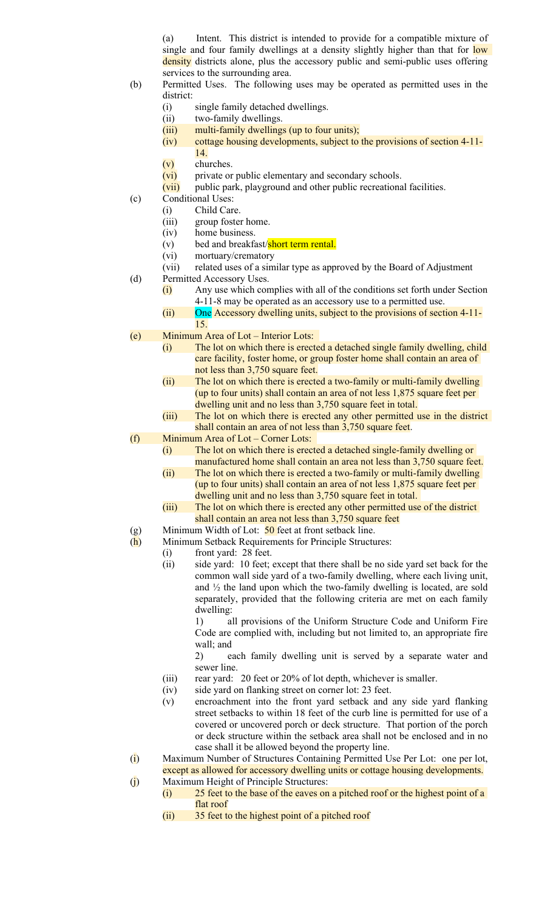(a) Intent. This district is intended to provide for a compatible mixture of single and four family dwellings at a density slightly higher than that for low density districts alone, plus the accessory public and semi-public uses offering services to the surrounding area.

(b) Permitted Uses. The following uses may be operated as permitted uses in the district:
- (i) single family detached dwellings.
- (ii) two-family dwellings.
- (iii) multi-family dwellings (up to four units);
- (iv) cottage housing developments, subject to the provisions of section 4-11-14.
- (v) churches.
- (vi) private or public elementary and secondary schools.
- (vii) public park, playground and other public recreational facilities.

(c) Conditional Uses:
- (i) Child Care.
- (iii) group foster home.
- (iv) home business.
- (v) bed and breakfast/short term rental.
- (vi) mortuary/crematory
- (vii) related uses of a similar type as approved by the Board of Adjustment

(d) Permitted Accessory Uses.
- (i) Any use which complies with all of the conditions set forth under Section 4-11-8 may be operated as an accessory use to a permitted use.
- (ii) One Accessory dwelling units, subject to the provisions of section 4-11-15.

(e) Minimum Area of Lot – Interior Lots:
- (i) The lot on which there is erected a detached single family dwelling, child care facility, foster home, or group foster home shall contain an area of not less than 3,750 square feet.
- (ii) The lot on which there is erected a two-family or multi-family dwelling (up to four units) shall contain an area of not less 1,875 square feet per dwelling unit and no less than 3,750 square feet in total.
- (iii) The lot on which there is erected any other permitted use in the district shall contain an area of not less than 3,750 square feet.

(f) Minimum Area of Lot – Corner Lots:
- (i) The lot on which there is erected a detached single-family dwelling or manufactured home shall contain an area not less than 3,750 square feet.
- (ii) The lot on which there is erected a two-family or multi-family dwelling (up to four units) shall contain an area of not less 1,875 square feet per dwelling unit and no less than 3,750 square feet in total.
- (iii) The lot on which there is erected any other permitted use of the district shall contain an area not less than 3,750 square feet

(g) Minimum Width of Lot: 50 feet at front setback line.

(h) Minimum Setback Requirements for Principle Structures:
- (i) front yard: 28 feet.
- (ii) side yard: 10 feet; except that there shall be no side yard set back for the common wall side yard of a two-family dwelling, where each living unit, and ½ the land upon which the two-family dwelling is located, are sold separately, provided that the following criteria are met on each family dwelling:
  1) all provisions of the Uniform Structure Code and Uniform Fire Code are complied with, including but not limited to, an appropriate fire wall; and
  2) each family dwelling unit is served by a separate water and sewer line.
- (iii) rear yard: 20 feet or 20% of lot depth, whichever is smaller.
- (iv) side yard on flanking street on corner lot: 23 feet.
- (v) encroachment into the front yard setback and any side yard flanking street setbacks to within 18 feet of the curb line is permitted for use of a covered or uncovered porch or deck structure. That portion of the porch or deck structure within the setback area shall not be enclosed and in no case shall it be allowed beyond the property line.

(i) Maximum Number of Structures Containing Permitted Use Per Lot: one per lot, except as allowed for accessory dwelling units or cottage housing developments.

(j) Maximum Height of Principle Structures:
- (i) 25 feet to the base of the eaves on a pitched roof or the highest point of a flat roof
- (ii) 35 feet to the highest point of a pitched roof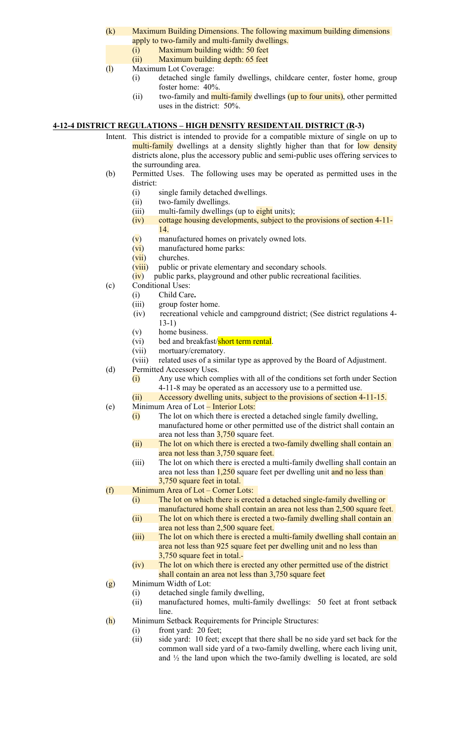(k) Maximum Building Dimensions. The following maximum building dimensions apply to two-family and multi-family dwellings.
  - (i) Maximum building width: 50 feet
  - (ii) Maximum building depth: 65 feet

(l) Maximum Lot Coverage:
  - (i) detached single family dwellings, childcare center, foster home, group foster home: 40%.
  - (ii) two-family and multi-family dwellings (up to four units), other permitted uses in the district: 50%.

## 4-12-4 DISTRICT REGULATIONS – HIGH DENSITY RESIDENTAIL DISTRICT (R-3)

Intent. This district is intended to provide for a compatible mixture of single on up to multi-family dwellings at a density slightly higher than that for low density districts alone, plus the accessory public and semi-public uses offering services to the surrounding area.

(b) Permitted Uses. The following uses may be operated as permitted uses in the district:
  - (i) single family detached dwellings.
  - (ii) two-family dwellings.
  - (iii) multi-family dwellings (up to eight units);
  - (iv) cottage housing developments, subject to the provisions of section 4-11-14.
  - (v) manufactured homes on privately owned lots.
  - (vi) manufactured home parks:
  - (vii) churches.
  - (viii) public or private elementary and secondary schools.
  - (iv) public parks, playground and other public recreational facilities.

(c) Conditional Uses:
  - (i) Child Care**.**
  - (iii) group foster home.
  - (iv) recreational vehicle and campground district; (See district regulations 4-13-1)
  - (v) home business.
  - (vi) bed and breakfast/short term rental.
  - (vii) mortuary/crematory.
  - (viii) related uses of a similar type as approved by the Board of Adjustment.

(d) Permitted Accessory Uses.
  - (i) Any use which complies with all of the conditions set forth under Section 4-11-8 may be operated as an accessory use to a permitted use.
  - (ii) Accessory dwelling units, subject to the provisions of section 4-11-15.

(e) Minimum Area of Lot – Interior Lots:
  - (i) The lot on which there is erected a detached single family dwelling, manufactured home or other permitted use of the district shall contain an area not less than 3,750 square feet.
  - (ii) The lot on which there is erected a two-family dwelling shall contain an area not less than 3,750 square feet.
  - (iii) The lot on which there is erected a multi-family dwelling shall contain an area not less than 1,250 square feet per dwelling unit and no less than 3,750 square feet in total.

(f) Minimum Area of Lot – Corner Lots:
  - (i) The lot on which there is erected a detached single-family dwelling or manufactured home shall contain an area not less than 2,500 square feet.
  - (ii) The lot on which there is erected a two-family dwelling shall contain an area not less than 2,500 square feet.
  - (iii) The lot on which there is erected a multi-family dwelling shall contain an area not less than 925 square feet per dwelling unit and no less than 3,750 square feet in total.-
  - (iv) The lot on which there is erected any other permitted use of the district shall contain an area not less than 3,750 square feet

(g) Minimum Width of Lot:
  - (i) detached single family dwelling,
  - (ii) manufactured homes, multi-family dwellings: 50 feet at front setback line.

(h) Minimum Setback Requirements for Principle Structures:
  - (i) front yard: 20 feet;
  - (ii) side yard: 10 feet; except that there shall be no side yard set back for the common wall side yard of a two-family dwelling, where each living unit, and ½ the land upon which the two-family dwelling is located, are sold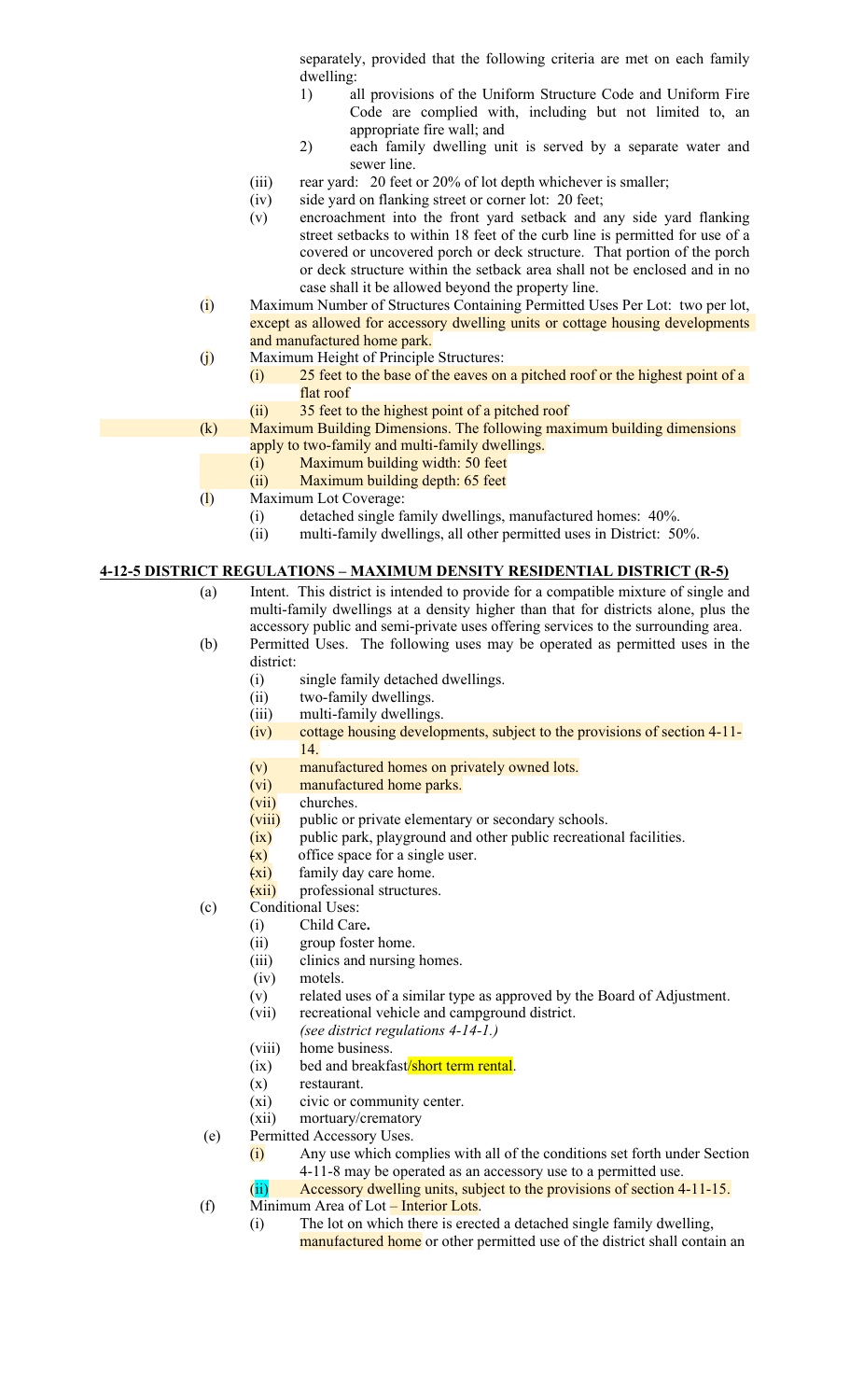separately, provided that the following criteria are met on each family dwelling:

1) all provisions of the Uniform Structure Code and Uniform Fire Code are complied with, including but not limited to, an appropriate fire wall; and
2) each family dwelling unit is served by a separate water and sewer line.

(iii) rear yard: 20 feet or 20% of lot depth whichever is smaller;

(iv) side yard on flanking street or corner lot: 20 feet;

(v) encroachment into the front yard setback and any side yard flanking street setbacks to within 18 feet of the curb line is permitted for use of a covered or uncovered porch or deck structure. That portion of the porch or deck structure within the setback area shall not be enclosed and in no case shall it be allowed beyond the property line.

(i) Maximum Number of Structures Containing Permitted Uses Per Lot: two per lot, except as allowed for accessory dwelling units or cottage housing developments and manufactured home park.

(j) Maximum Height of Principle Structures:
- (i) 25 feet to the base of the eaves on a pitched roof or the highest point of a flat roof
- (ii) 35 feet to the highest point of a pitched roof

(k) Maximum Building Dimensions. The following maximum building dimensions apply to two-family and multi-family dwellings.
- (i) Maximum building width: 50 feet
- (ii) Maximum building depth: 65 feet

(l) Maximum Lot Coverage:
- (i) detached single family dwellings, manufactured homes: 40%.
- (ii) multi-family dwellings, all other permitted uses in District: 50%.

## 4-12-5 DISTRICT REGULATIONS – MAXIMUM DENSITY RESIDENTIAL DISTRICT (R-5)

(a) Intent. This district is intended to provide for a compatible mixture of single and multi-family dwellings at a density higher than that for districts alone, plus the accessory public and semi-private uses offering services to the surrounding area.

(b) Permitted Uses. The following uses may be operated as permitted uses in the district:
- (i) single family detached dwellings.
- (ii) two-family dwellings.
- (iii) multi-family dwellings.
- (iv) cottage housing developments, subject to the provisions of section 4-11-14.
- (v) manufactured homes on privately owned lots.
- (vi) manufactured home parks.
- (vii) churches.
- (viii) public or private elementary or secondary schools.
- (ix) public park, playground and other public recreational facilities.
- (x) office space for a single user.
- (xi) family day care home.
- (xii) professional structures.

(c) Conditional Uses:
- (i) Child Care**.**
- (ii) group foster home.
- (iii) clinics and nursing homes.
- (iv) motels.
- (v) related uses of a similar type as approved by the Board of Adjustment.
- (vii) recreational vehicle and campground district. *(see district regulations 4-14-1.)*
- (viii) home business.
- (ix) bed and breakfast/short term rental.
- (x) restaurant.
- (xi) civic or community center.
- (xii) mortuary/crematory

(e) Permitted Accessory Uses.
- (i) Any use which complies with all of the conditions set forth under Section 4-11-8 may be operated as an accessory use to a permitted use.
- (ii) Accessory dwelling units, subject to the provisions of section 4-11-15.

(f) Minimum Area of Lot – Interior Lots.
- (i) The lot on which there is erected a detached single family dwelling, manufactured home or other permitted use of the district shall contain an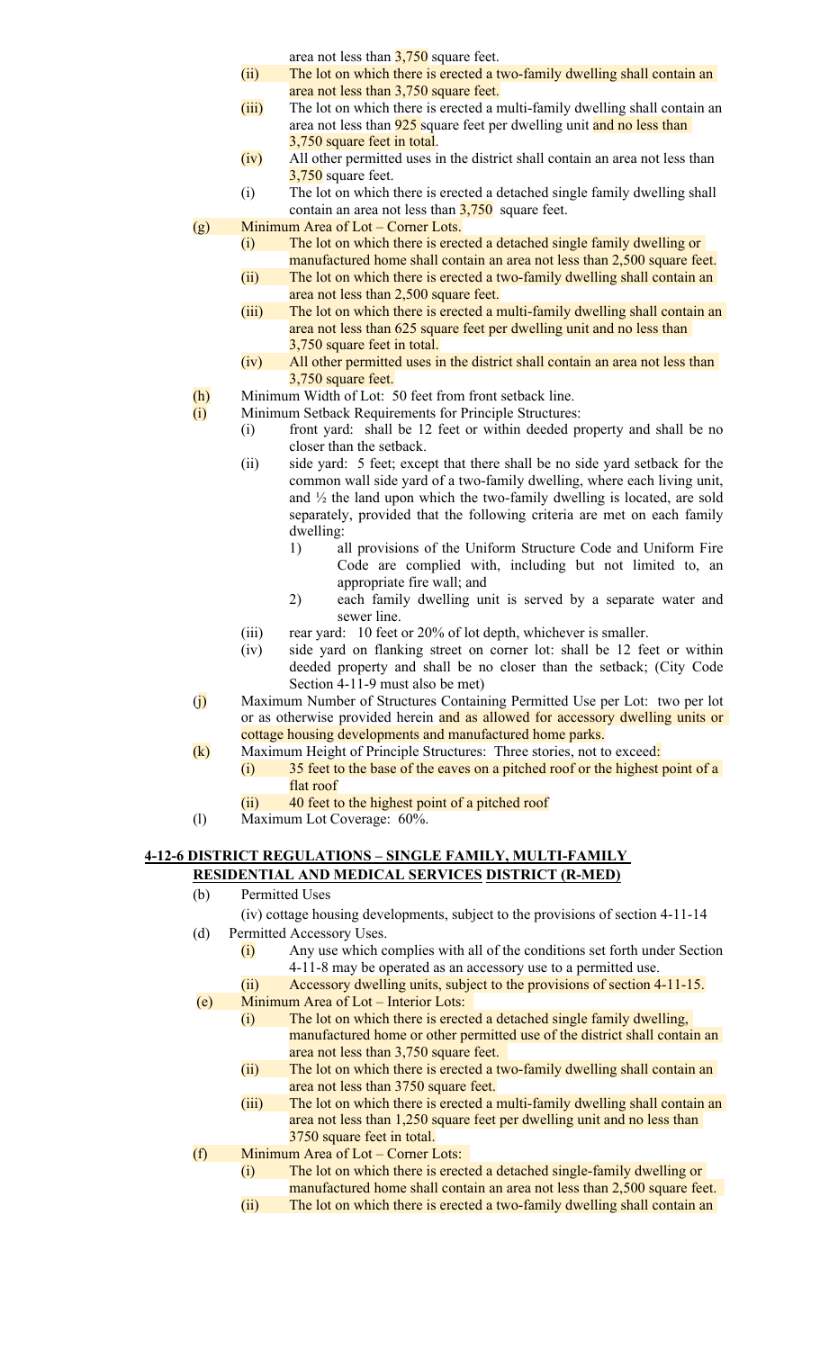area not less than 3,750 square feet.

(ii) The lot on which there is erected a two-family dwelling shall contain an area not less than 3,750 square feet.

(iii) The lot on which there is erected a multi-family dwelling shall contain an area not less than 925 square feet per dwelling unit and no less than 3,750 square feet in total.

(iv) All other permitted uses in the district shall contain an area not less than 3,750 square feet.

(i) The lot on which there is erected a detached single family dwelling shall contain an area not less than 3,750 square feet.

(g) Minimum Area of Lot – Corner Lots.

(i) The lot on which there is erected a detached single family dwelling or manufactured home shall contain an area not less than 2,500 square feet.

(ii) The lot on which there is erected a two-family dwelling shall contain an area not less than 2,500 square feet.

(iii) The lot on which there is erected a multi-family dwelling shall contain an area not less than 625 square feet per dwelling unit and no less than 3,750 square feet in total.

(iv) All other permitted uses in the district shall contain an area not less than 3,750 square feet.

(h) Minimum Width of Lot: 50 feet from front setback line.

(i) Minimum Setback Requirements for Principle Structures:

(i) front yard: shall be 12 feet or within deeded property and shall be no closer than the setback.

(ii) side yard: 5 feet; except that there shall be no side yard setback for the common wall side yard of a two-family dwelling, where each living unit, and ½ the land upon which the two-family dwelling is located, are sold separately, provided that the following criteria are met on each family dwelling:

1) all provisions of the Uniform Structure Code and Uniform Fire Code are complied with, including but not limited to, an appropriate fire wall; and

2) each family dwelling unit is served by a separate water and sewer line.

(iii) rear yard: 10 feet or 20% of lot depth, whichever is smaller.

(iv) side yard on flanking street on corner lot: shall be 12 feet or within deeded property and shall be no closer than the setback; (City Code Section 4-11-9 must also be met)

(j) Maximum Number of Structures Containing Permitted Use per Lot: two per lot or as otherwise provided herein and as allowed for accessory dwelling units or cottage housing developments and manufactured home parks.

(k) Maximum Height of Principle Structures: Three stories, not to exceed:

(i) 35 feet to the base of the eaves on a pitched roof or the highest point of a flat roof

(ii) 40 feet to the highest point of a pitched roof

(l) Maximum Lot Coverage: 60%.

**4-12-6 DISTRICT REGULATIONS – SINGLE FAMILY, MULTI-FAMILY RESIDENTIAL AND MEDICAL SERVICES DISTRICT (R-MED)**

(b) Permitted Uses

(iv) cottage housing developments, subject to the provisions of section 4-11-14

(d) Permitted Accessory Uses.

(i) Any use which complies with all of the conditions set forth under Section 4-11-8 may be operated as an accessory use to a permitted use.

(ii) Accessory dwelling units, subject to the provisions of section 4-11-15.

(e) Minimum Area of Lot – Interior Lots:

(i) The lot on which there is erected a detached single family dwelling, manufactured home or other permitted use of the district shall contain an area not less than 3,750 square feet.

(ii) The lot on which there is erected a two-family dwelling shall contain an area not less than 3750 square feet.

(iii) The lot on which there is erected a multi-family dwelling shall contain an area not less than 1,250 square feet per dwelling unit and no less than 3750 square feet in total.

(f) Minimum Area of Lot – Corner Lots:

(i) The lot on which there is erected a detached single-family dwelling or manufactured home shall contain an area not less than 2,500 square feet.

(ii) The lot on which there is erected a two-family dwelling shall contain an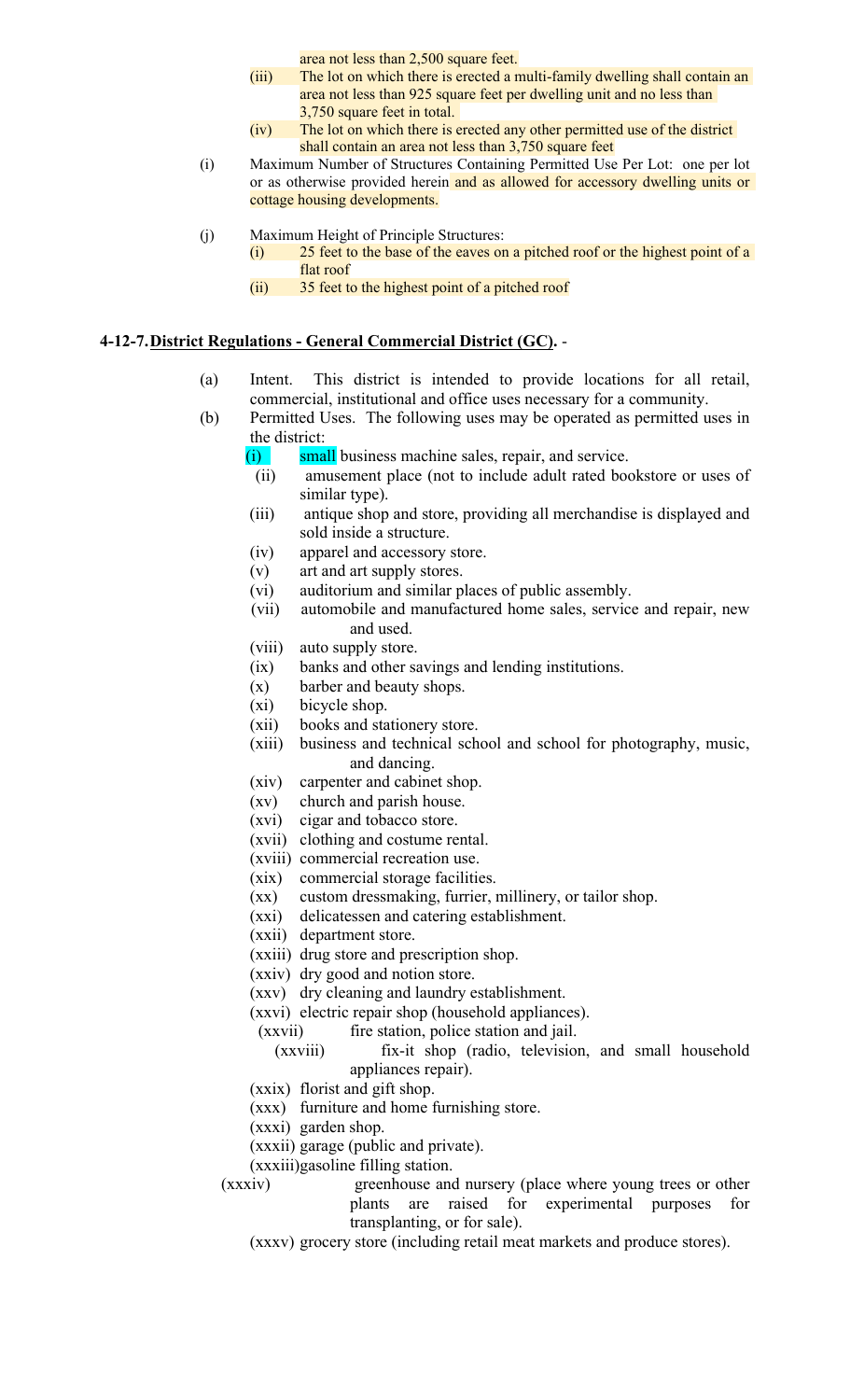area not less than 2,500 square feet.

(iii) The lot on which there is erected a multi-family dwelling shall contain an area not less than 925 square feet per dwelling unit and no less than 3,750 square feet in total.

(iv) The lot on which there is erected any other permitted use of the district shall contain an area not less than 3,750 square feet

(i) Maximum Number of Structures Containing Permitted Use Per Lot: one per lot or as otherwise provided herein and as allowed for accessory dwelling units or cottage housing developments.

(j) Maximum Height of Principle Structures:

(i) 25 feet to the base of the eaves on a pitched roof or the highest point of a flat roof

(ii) 35 feet to the highest point of a pitched roof

**4-12-7. District Regulations - General Commercial District (GC).** -

(a) Intent. This district is intended to provide locations for all retail, commercial, institutional and office uses necessary for a community.

(b) Permitted Uses. The following uses may be operated as permitted uses in the district:

(i) small business machine sales, repair, and service.
(ii) amusement place (not to include adult rated bookstore or uses of similar type).
(iii) antique shop and store, providing all merchandise is displayed and sold inside a structure.
(iv) apparel and accessory store.
(v) art and art supply stores.
(vi) auditorium and similar places of public assembly.
(vii) automobile and manufactured home sales, service and repair, new and used.
(viii) auto supply store.
(ix) banks and other savings and lending institutions.
(x) barber and beauty shops.
(xi) bicycle shop.
(xii) books and stationery store.
(xiii) business and technical school and school for photography, music, and dancing.
(xiv) carpenter and cabinet shop.
(xv) church and parish house.
(xvi) cigar and tobacco store.
(xvii) clothing and costume rental.
(xviii) commercial recreation use.
(xix) commercial storage facilities.
(xx) custom dressmaking, furrier, millinery, or tailor shop.
(xxi) delicatessen and catering establishment.
(xxii) department store.
(xxiii) drug store and prescription shop.
(xxiv) dry good and notion store.
(xxv) dry cleaning and laundry establishment.
(xxvi) electric repair shop (household appliances).
(xxvii) fire station, police station and jail.
(xxviii) fix-it shop (radio, television, and small household appliances repair).
(xxix) florist and gift shop.
(xxx) furniture and home furnishing store.
(xxxi) garden shop.
(xxxii) garage (public and private).
(xxxiii) gasoline filling station.
(xxxiv) greenhouse and nursery (place where young trees or other plants are raised for experimental purposes for transplanting, or for sale).
(xxxv) grocery store (including retail meat markets and produce stores).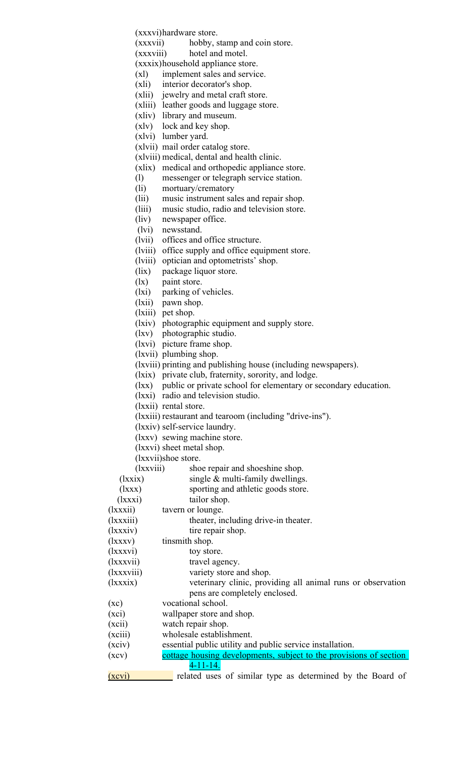(xxxvi) hardware store.
(xxxvii) hobby, stamp and coin store.
(xxxviii) hotel and motel.
(xxxix) household appliance store.
(xl) implement sales and service.
(xli) interior decorator's shop.
(xlii) jewelry and metal craft store.
(xliii) leather goods and luggage store.
(xliv) library and museum.
(xlv) lock and key shop.
(xlvi) lumber yard.
(xlvii) mail order catalog store.
(xlviii) medical, dental and health clinic.
(xlix) medical and orthopedic appliance store.
(l) messenger or telegraph service station.
(li) mortuary/crematory
(lii) music instrument sales and repair shop.
(liii) music studio, radio and television store.
(liv) newspaper office.
(lvi) newsstand.
(lvii) offices and office structure.
(lviii) office supply and office equipment store.
(lviii) optician and optometrists' shop.
(lix) package liquor store.
(lx) paint store.
(lxi) parking of vehicles.
(lxii) pawn shop.
(lxiii) pet shop.
(lxiv) photographic equipment and supply store.
(lxv) photographic studio.
(lxvi) picture frame shop.
(lxvii) plumbing shop.
(lxviii) printing and publishing house (including newspapers).
(lxix) private club, fraternity, sorority, and lodge.
(lxx) public or private school for elementary or secondary education.
(lxxi) radio and television studio.
(lxxii) rental store.
(lxxiii) restaurant and tearoom (including "drive-ins").
(lxxiv) self-service laundry.
(lxxv) sewing machine store.
(lxxvi) sheet metal shop.
(lxxvii) shoe store.
(lxxviii) shoe repair and shoeshine shop.
(lxxix) single & multi-family dwellings.
(lxxx) sporting and athletic goods store.
(lxxxi) tailor shop.
(lxxxii) tavern or lounge.
(lxxxiii) theater, including drive-in theater.
(lxxxiv) tire repair shop.
(lxxxv) tinsmith shop.
(lxxxvi) toy store.
(lxxxvii) travel agency.
(lxxxviii) variety store and shop.
(lxxxix) veterinary clinic, providing all animal runs or observation pens are completely enclosed.
(xc) vocational school.
(xci) wallpaper store and shop.
(xcii) watch repair shop.
(xciii) wholesale establishment.
(xciv) essential public utility and public service installation.
(xcv) cottage housing developments, subject to the provisions of section 4-11-14.
(xcvi) related uses of similar type as determined by the Board of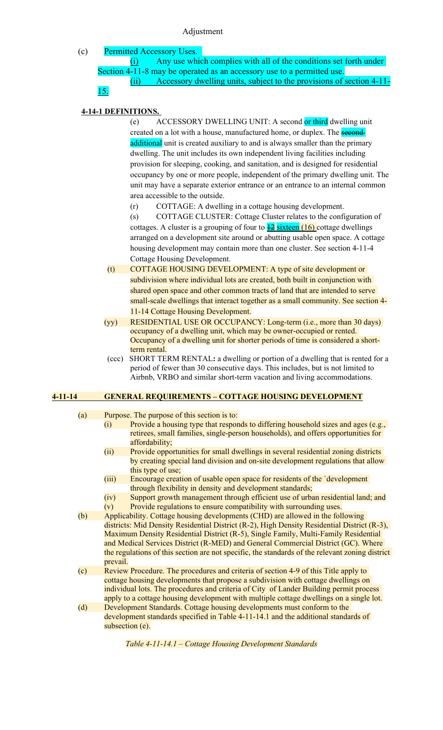Adjustment

(c) Permitted Accessory Uses.

(i) Any use which complies with all of the conditions set forth under Section 4-11-8 may be operated as an accessory use to a permitted use.

(ii) Accessory dwelling units, subject to the provisions of section 4-11-15.

**4-14-1 DEFINITIONS.**

(e) ACCESSORY DWELLING UNIT: A second or third dwelling unit created on a lot with a house, manufactured home, or duplex. The ~~second~~ additional unit is created auxiliary to and is always smaller than the primary dwelling. The unit includes its own independent living facilities including provision for sleeping, cooking, and sanitation, and is designed for residential occupancy by one or more people, independent of the primary dwelling unit. The unit may have a separate exterior entrance or an entrance to an internal common area accessible to the outside.

(r) COTTAGE: A dwelling in a cottage housing development.

(s) COTTAGE CLUSTER: Cottage Cluster relates to the configuration of cottages. A cluster is a grouping of four to ~~12~~ sixteen (16) cottage dwellings arranged on a development site around or abutting usable open space. A cottage housing development may contain more than one cluster. See section 4-11-4 Cottage Housing Development.

(t) COTTAGE HOUSING DEVELOPMENT: A type of site development or subdivision where individual lots are created, both built in conjunction with shared open space and other common tracts of land that are intended to serve small-scale dwellings that interact together as a small community. See section 4-11-14 Cottage Housing Development.

(yy) RESIDENTIAL USE OR OCCUPANCY: Long-term (i.e., more than 30 days) occupancy of a dwelling unit, which may be owner-occupied or rented. Occupancy of a dwelling unit for shorter periods of time is considered a short-term rental.

(ccc) SHORT TERM RENTAL**:** a dwelling or portion of a dwelling that is rented for a period of fewer than 30 consecutive days. This includes, but is not limited to Airbnb, VRBO and similar short-term vacation and living accommodations.

**4-11-14 GENERAL REQUIREMENTS – COTTAGE HOUSING DEVELOPMENT**

(a) Purpose. The purpose of this section is to:

(i) Provide a housing type that responds to differing household sizes and ages (e.g., retirees, small families, single-person households), and offers opportunities for affordability;

(ii) Provide opportunities for small dwellings in several residential zoning districts by creating special land division and on-site development regulations that allow this type of use;

(iii) Encourage creation of usable open space for residents of the `development through flexibility in density and development standards;

(iv) Support growth management through efficient use of urban residential land; and

(v) Provide regulations to ensure compatibility with surrounding uses.

(b) Applicability. Cottage housing developments (CHD) are allowed in the following districts: Mid Density Residential District (R-2), High Density Residential District (R-3), Maximum Density Residential District (R-5), Single Family, Multi-Family Residential and Medical Services District (R-MED) and General Commercial District (GC). Where the regulations of this section are not specific, the standards of the relevant zoning district prevail.

(c) Review Procedure. The procedures and criteria of section 4-9 of this Title apply to cottage housing developments that propose a subdivision with cottage dwellings on individual lots. The procedures and criteria of City of Lander Building permit process apply to a cottage housing development with multiple cottage dwellings on a single lot.

(d) Development Standards. Cottage housing developments must conform to the development standards specified in Table 4-11-14.1 and the additional standards of subsection (e).

*Table 4-11-14.1 – Cottage Housing Development Standards*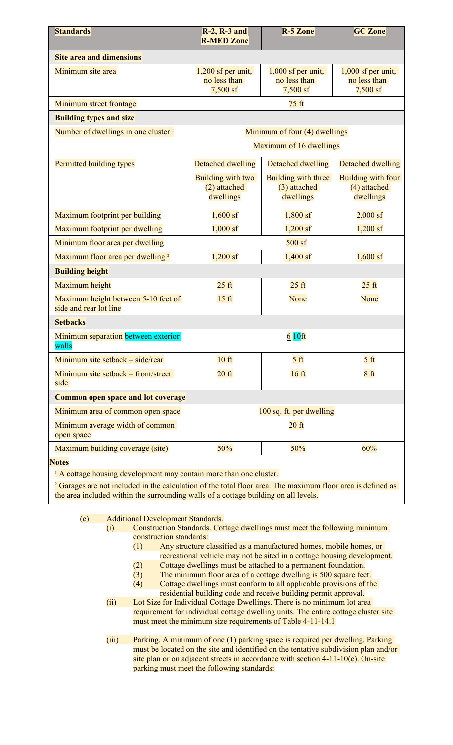| Standards | R-2, R-3 and R-MED Zone | R-5 Zone | GC Zone |
|---|---|---|---|
| **Site area and dimensions** | | | |
| Minimum site area | 1,200 sf per unit, no less than 7,500 sf | 1,000 sf per unit, no less than 7,500 sf | 1,000 sf per unit, no less than 7,500 sf |
| Minimum street frontage | 75 ft | | |
| **Building types and size** | | | |
| Number of dwellings in one cluster [1] | Minimum of four (4) dwellings<br>Maximum of 16 dwellings | | |
| Permitted building types | Detached dwelling<br>Building with two (2) attached dwellings | Detached dwelling<br>Building with three (3) attached dwellings | Detached dwelling<br>Building with four (4) attached dwellings |
| Maximum footprint per building | 1,600 sf | 1,800 sf | 2,000 sf |
| Maximum footprint per dwelling | 1,000 sf | 1,200 sf | 1,200 sf |
| Minimum floor area per dwelling | 500 sf | | |
| Maximum floor area per dwelling [2] | 1,200 sf | 1,400 sf | 1,600 sf |
| **Building height** | | | |
| Maximum height | 25 ft | 25 ft | 25 ft |
| Maximum height between 5-10 feet of side and rear lot line | 15 ft | None | None |
| **Setbacks** | | | |
| Minimum separation between exterior walls | ~~6~~ 10ft | | |
| Minimum site setback – side/rear | 10 ft | 5 ft | 5 ft |
| Minimum site setback – front/street side | 20 ft | 16 ft | 8 ft |
| **Common open space and lot coverage** | | | |
| Minimum area of common open space | 100 sq. ft. per dwelling | | |
| Minimum average width of common open space | 20 ft | | |
| Maximum building coverage (site) | 50% | 50% | 60% |

**Notes**

[1] A cottage housing development may contain more than one cluster.

[2] Garages are not included in the calculation of the total floor area. The maximum floor area is defined as the area included within the surrounding walls of a cottage building on all levels.

(e) Additional Development Standards.

(i) Construction Standards. Cottage dwellings must meet the following minimum construction standards:

(1) Any structure classified as a manufactured homes, mobile homes, or recreational vehicle may not be sited in a cottage housing development.

(2) Cottage dwellings must be attached to a permanent foundation.

(3) The minimum floor area of a cottage dwelling is 500 square feet.

(4) Cottage dwellings must conform to all applicable provisions of the residential building code and receive building permit approval.

(ii) Lot Size for Individual Cottage Dwellings. There is no minimum lot area requirement for individual cottage dwelling units. The entire cottage cluster site must meet the minimum size requirements of Table 4-11-14.1

(iii) Parking. A minimum of one (1) parking space is required per dwelling. Parking must be located on the site and identified on the tentative subdivision plan and/or site plan or on adjacent streets in accordance with section 4-11-10(e). On-site parking must meet the following standards: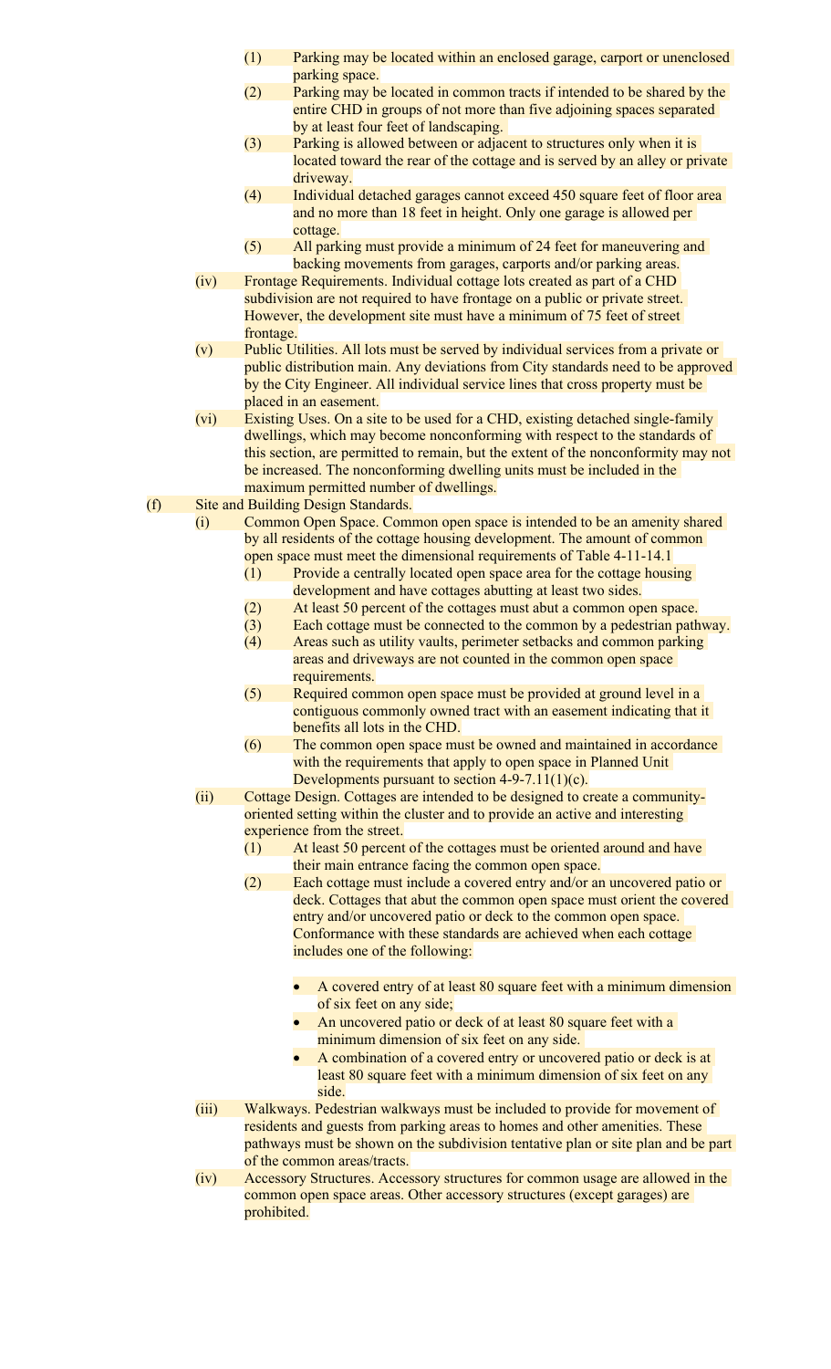(1) Parking may be located within an enclosed garage, carport or unenclosed parking space.

(2) Parking may be located in common tracts if intended to be shared by the entire CHD in groups of not more than five adjoining spaces separated by at least four feet of landscaping.

(3) Parking is allowed between or adjacent to structures only when it is located toward the rear of the cottage and is served by an alley or private driveway.

(4) Individual detached garages cannot exceed 450 square feet of floor area and no more than 18 feet in height. Only one garage is allowed per cottage.

(5) All parking must provide a minimum of 24 feet for maneuvering and backing movements from garages, carports and/or parking areas.

(iv) Frontage Requirements. Individual cottage lots created as part of a CHD subdivision are not required to have frontage on a public or private street. However, the development site must have a minimum of 75 feet of street frontage.

(v) Public Utilities. All lots must be served by individual services from a private or public distribution main. Any deviations from City standards need to be approved by the City Engineer. All individual service lines that cross property must be placed in an easement.

(vi) Existing Uses. On a site to be used for a CHD, existing detached single-family dwellings, which may become nonconforming with respect to the standards of this section, are permitted to remain, but the extent of the nonconformity may not be increased. The nonconforming dwelling units must be included in the maximum permitted number of dwellings.

(f) Site and Building Design Standards.

(i) Common Open Space. Common open space is intended to be an amenity shared by all residents of the cottage housing development. The amount of common open space must meet the dimensional requirements of Table 4-11-14.1

(1) Provide a centrally located open space area for the cottage housing development and have cottages abutting at least two sides.

(2) At least 50 percent of the cottages must abut a common open space.

(3) Each cottage must be connected to the common by a pedestrian pathway.

(4) Areas such as utility vaults, perimeter setbacks and common parking areas and driveways are not counted in the common open space requirements.

(5) Required common open space must be provided at ground level in a contiguous commonly owned tract with an easement indicating that it benefits all lots in the CHD.

(6) The common open space must be owned and maintained in accordance with the requirements that apply to open space in Planned Unit Developments pursuant to section 4-9-7.11(1)(c).

(ii) Cottage Design. Cottages are intended to be designed to create a community-oriented setting within the cluster and to provide an active and interesting experience from the street.

(1) At least 50 percent of the cottages must be oriented around and have their main entrance facing the common open space.

(2) Each cottage must include a covered entry and/or an uncovered patio or deck. Cottages that abut the common open space must orient the covered entry and/or uncovered patio or deck to the common open space. Conformance with these standards are achieved when each cottage includes one of the following:

- A covered entry of at least 80 square feet with a minimum dimension of six feet on any side;
- An uncovered patio or deck of at least 80 square feet with a minimum dimension of six feet on any side.
- A combination of a covered entry or uncovered patio or deck is at least 80 square feet with a minimum dimension of six feet on any side.

(iii) Walkways. Pedestrian walkways must be included to provide for movement of residents and guests from parking areas to homes and other amenities. These pathways must be shown on the subdivision tentative plan or site plan and be part of the common areas/tracts.

(iv) Accessory Structures. Accessory structures for common usage are allowed in the common open space areas. Other accessory structures (except garages) are prohibited.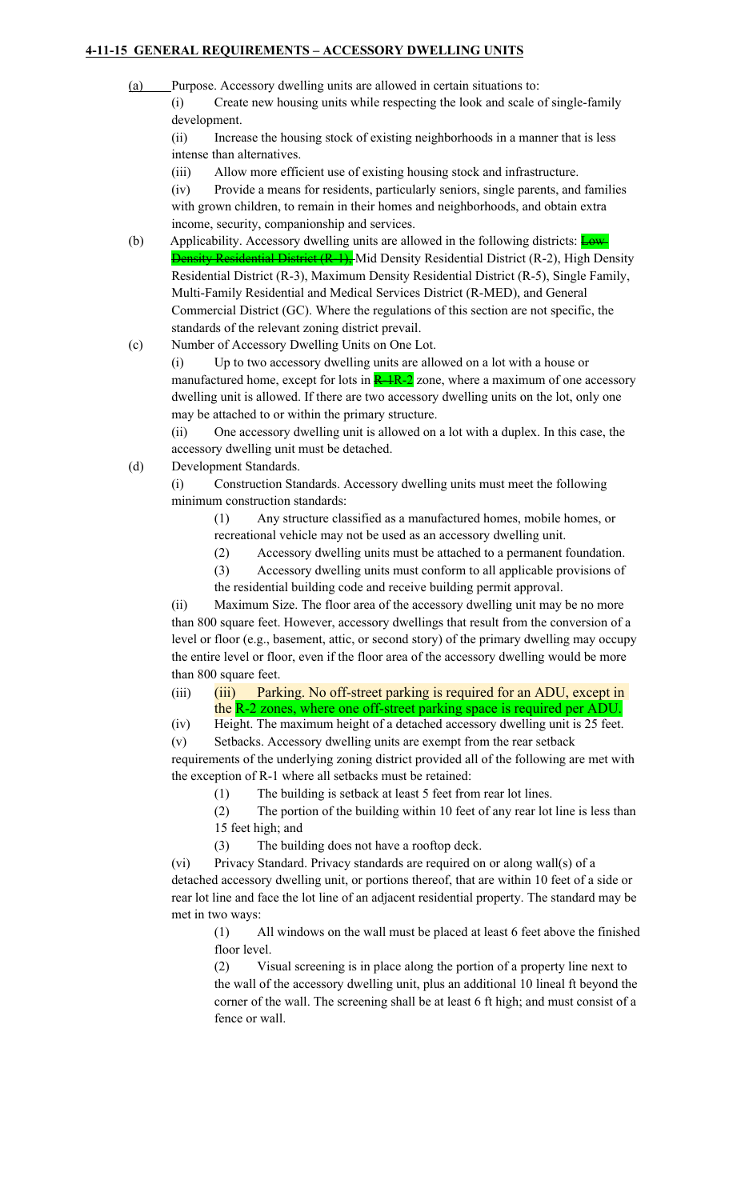**4-11-15 GENERAL REQUIREMENTS – ACCESSORY DWELLING UNITS**

(a) Purpose. Accessory dwelling units are allowed in certain situations to:

(i) Create new housing units while respecting the look and scale of single-family development.

(ii) Increase the housing stock of existing neighborhoods in a manner that is less intense than alternatives.

(iii) Allow more efficient use of existing housing stock and infrastructure.

(iv) Provide a means for residents, particularly seniors, single parents, and families with grown children, to remain in their homes and neighborhoods, and obtain extra income, security, companionship and services.

(b) Applicability. Accessory dwelling units are allowed in the following districts: ~~Low Density Residential District (R-1),~~ Mid Density Residential District (R-2), High Density Residential District (R-3), Maximum Density Residential District (R-5), Single Family, Multi-Family Residential and Medical Services District (R-MED), and General Commercial District (GC). Where the regulations of this section are not specific, the standards of the relevant zoning district prevail.

(c) Number of Accessory Dwelling Units on One Lot.

(i) Up to two accessory dwelling units are allowed on a lot with a house or manufactured home, except for lots in ~~R-1~~R-2 zone, where a maximum of one accessory dwelling unit is allowed. If there are two accessory dwelling units on the lot, only one may be attached to or within the primary structure.

(ii) One accessory dwelling unit is allowed on a lot with a duplex. In this case, the accessory dwelling unit must be detached.

(d) Development Standards.

(i) Construction Standards. Accessory dwelling units must meet the following minimum construction standards:

(1) Any structure classified as a manufactured homes, mobile homes, or recreational vehicle may not be used as an accessory dwelling unit.

(2) Accessory dwelling units must be attached to a permanent foundation.

(3) Accessory dwelling units must conform to all applicable provisions of the residential building code and receive building permit approval.

(ii) Maximum Size. The floor area of the accessory dwelling unit may be no more than 800 square feet. However, accessory dwellings that result from the conversion of a level or floor (e.g., basement, attic, or second story) of the primary dwelling may occupy the entire level or floor, even if the floor area of the accessory dwelling would be more than 800 square feet.

(iii) (iii) Parking. No off-street parking is required for an ADU, except in the R-2 zones, where one off-street parking space is required per ADU.

(iv) Height. The maximum height of a detached accessory dwelling unit is 25 feet.

(v) Setbacks. Accessory dwelling units are exempt from the rear setback requirements of the underlying zoning district provided all of the following are met with the exception of R-1 where all setbacks must be retained:

(1) The building is setback at least 5 feet from rear lot lines.

(2) The portion of the building within 10 feet of any rear lot line is less than 15 feet high; and

(3) The building does not have a rooftop deck.

(vi) Privacy Standard. Privacy standards are required on or along wall(s) of a detached accessory dwelling unit, or portions thereof, that are within 10 feet of a side or rear lot line and face the lot line of an adjacent residential property. The standard may be met in two ways:

(1) All windows on the wall must be placed at least 6 feet above the finished floor level.

(2) Visual screening is in place along the portion of a property line next to the wall of the accessory dwelling unit, plus an additional 10 lineal ft beyond the corner of the wall. The screening shall be at least 6 ft high; and must consist of a fence or wall.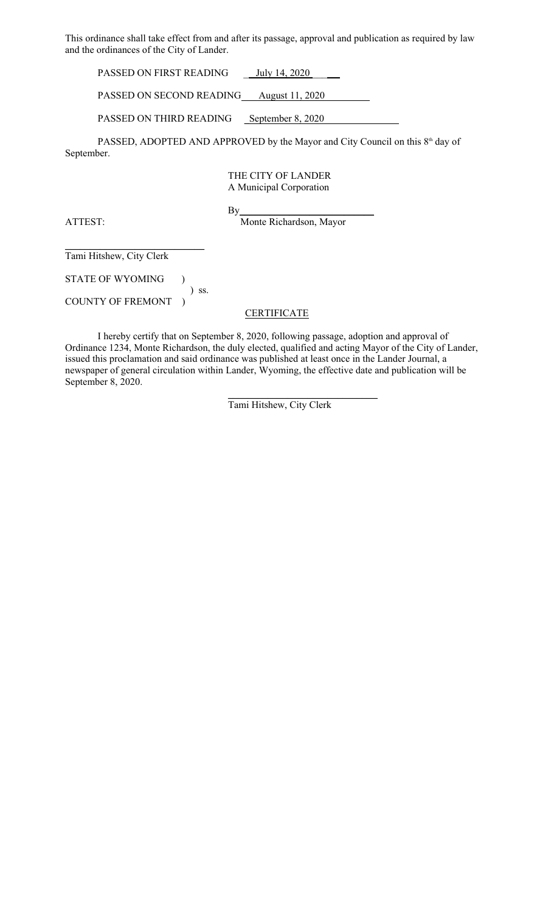This ordinance shall take effect from and after its passage, approval and publication as required by law and the ordinances of the City of Lander.

PASSED ON FIRST READING July 14, 2020

PASSED ON SECOND READING August 11, 2020

PASSED ON THIRD READING September 8, 2020

PASSED, ADOPTED AND APPROVED by the Mayor and City Council on this 8th day of September.

THE CITY OF LANDER
A Municipal Corporation

By\_\_\_\_\_\_\_\_\_\_\_\_\_\_\_\_\_\_\_\_\_\_\_\_\_\_\_\_
Monte Richardson, Mayor

ATTEST:

\_\_\_\_\_\_\_\_\_\_\_\_\_\_\_\_\_\_\_\_\_\_\_\_\_\_\_\_
Tami Hitshew, City Clerk

STATE OF WYOMING )
) ss.
COUNTY OF FREMONT )

CERTIFICATE

I hereby certify that on September 8, 2020, following passage, adoption and approval of Ordinance 1234, Monte Richardson, the duly elected, qualified and acting Mayor of the City of Lander, issued this proclamation and said ordinance was published at least once in the Lander Journal, a newspaper of general circulation within Lander, Wyoming, the effective date and publication will be September 8, 2020.

\_\_\_\_\_\_\_\_\_\_\_\_\_\_\_\_\_\_\_\_\_\_\_\_\_\_\_\_
Tami Hitshew, City Clerk